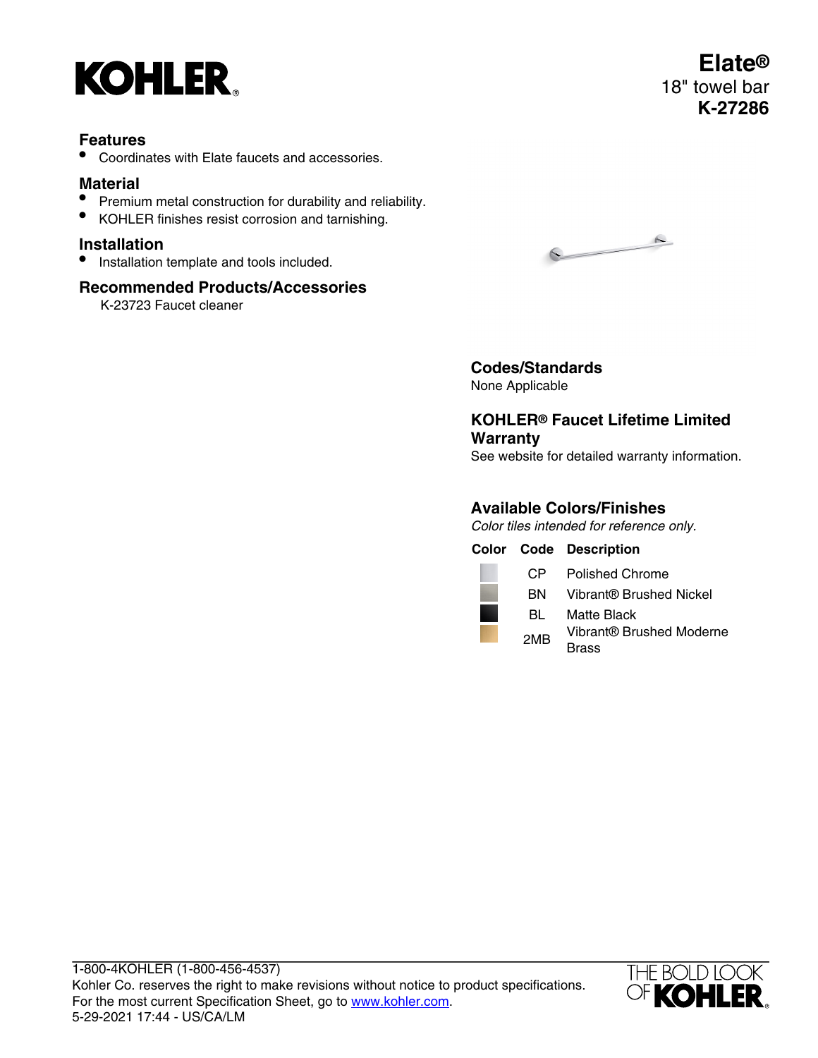KOHLER

# Elate®

18" towel bar

**K-27286**

## Features

- Coordinates with Elate faucets and accessories.

## Material

- Premium metal construction for durability and reliability.
- KOHLER finishes resist corrosion and tarnishing.

## Installation

- Installation template and tools included.

## Recommended Products/Accessories

K-23723 Faucet cleaner

## Codes/Standards

None Applicable

## KOHLER® Faucet Lifetime Limited Warranty

See website for detailed warranty information.

## Available Colors/Finishes

*Color tiles intended for reference only.*

| Color | Code | Description |
|---|---|---|
| | CP | Polished Chrome |
| | BN | Vibrant® Brushed Nickel |
| | BL | Matte Black |
| | 2MB | Vibrant® Brushed Moderne Brass |

1-800-4KOHLER (1-800-456-4537)
Kohler Co. reserves the right to make revisions without notice to product specifications.
For the most current Specification Sheet, go to www.kohler.com.
5-29-2021 17:44 - US/CA/LM

THE BOLD LOOK OF KOHLER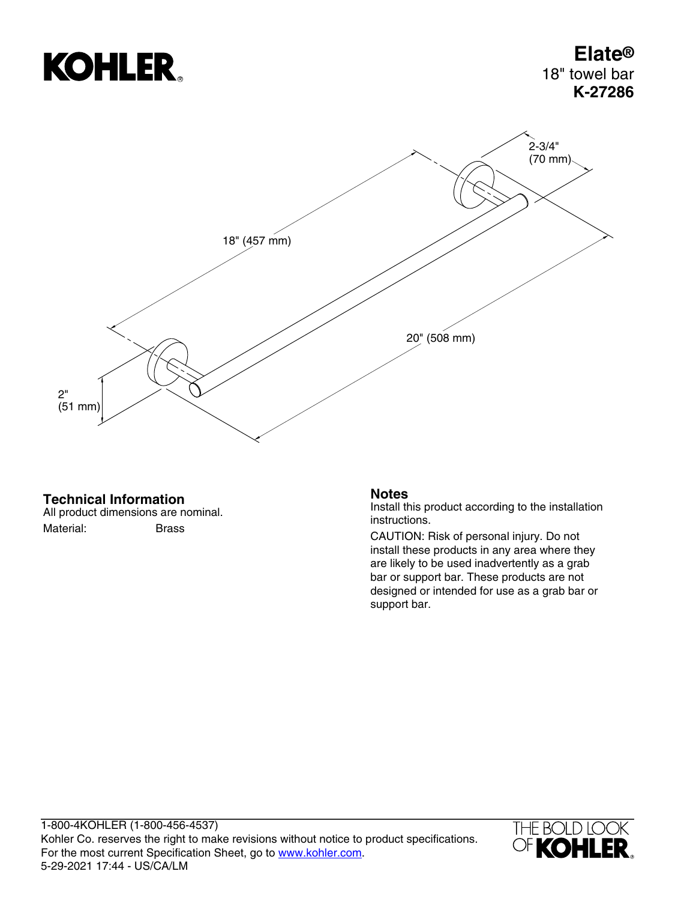KOHLER

# Elate®

18" towel bar

**K-27286**

2-3/4"
(70 mm)

18" (457 mm)

20" (508 mm)

2"
(51 mm)

## Technical Information

All product dimensions are nominal.

| | |
|---|---|
| Material: | Brass |

## Notes

Install this product according to the installation instructions.

CAUTION: Risk of personal injury. Do not install these products in any area where they are likely to be used inadvertently as a grab bar or support bar. These products are not designed or intended for use as a grab bar or support bar.

1-800-4KOHLER (1-800-456-4537)
Kohler Co. reserves the right to make revisions without notice to product specifications.
For the most current Specification Sheet, go to www.kohler.com.
5-29-2021 17:44 - US/CA/LM

THE BOLD LOOK OF KOHLER